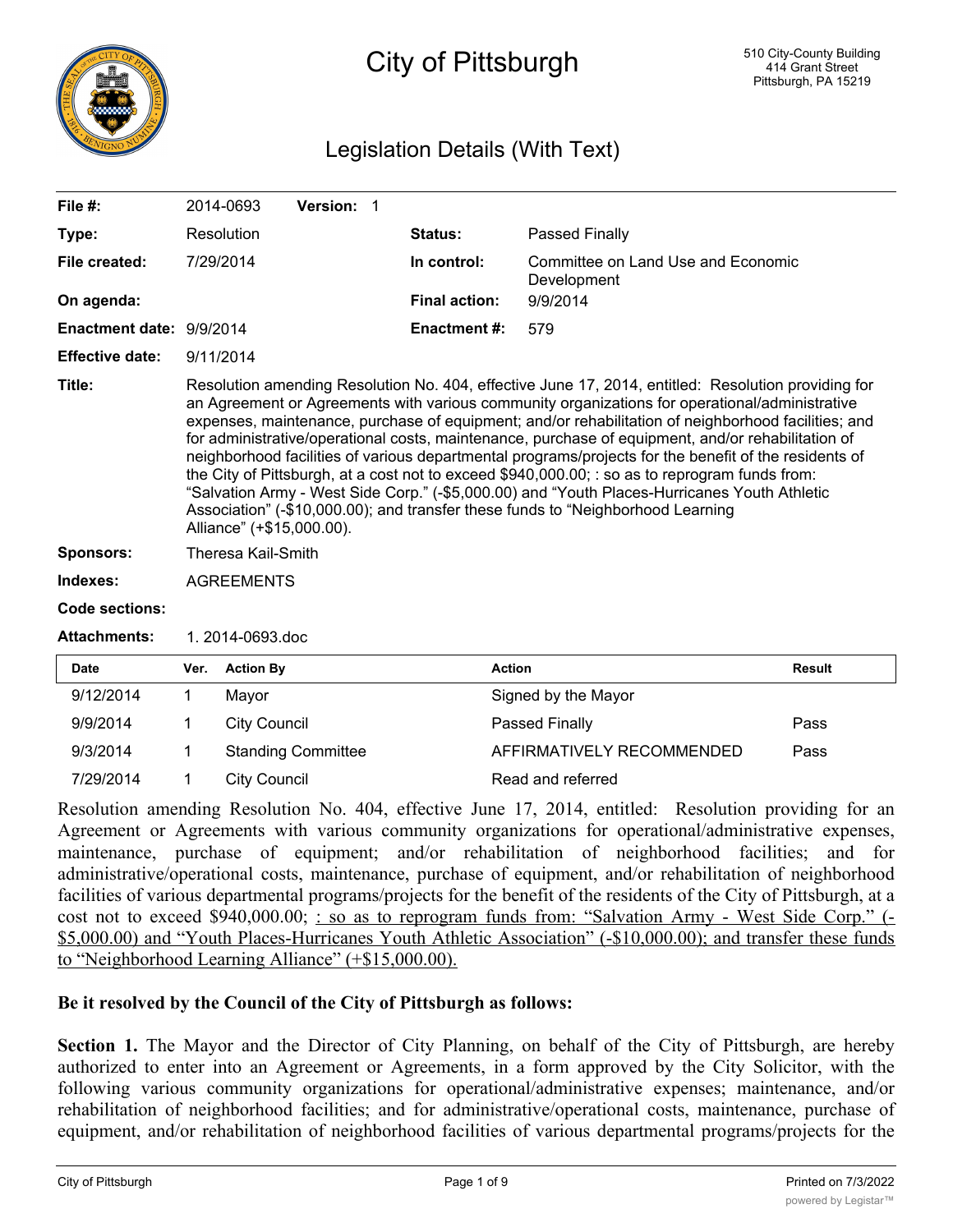# City of Pittsburgh

510 City-County Building
414 Grant Street
Pittsburgh, PA 15219

## Legislation Details (With Text)

| | | | | |
|---|---|---|---|---|
| **File #:** | 2014-0693 | **Version:** 1 | | |
| **Type:** | Resolution | | **Status:** | Passed Finally |
| **File created:** | 7/29/2014 | | **In control:** | Committee on Land Use and Economic Development |
| **On agenda:** | | | **Final action:** | 9/9/2014 |
| **Enactment date:** | 9/9/2014 | | **Enactment #:** | 579 |
| **Effective date:** | 9/11/2014 | | | |

**Title:** Resolution amending Resolution No. 404, effective June 17, 2014, entitled: Resolution providing for an Agreement or Agreements with various community organizations for operational/administrative expenses, maintenance, purchase of equipment; and/or rehabilitation of neighborhood facilities; and for administrative/operational costs, maintenance, purchase of equipment, and/or rehabilitation of neighborhood facilities of various departmental programs/projects for the benefit of the residents of the City of Pittsburgh, at a cost not to exceed $940,000.00; : so as to reprogram funds from: "Salvation Army - West Side Corp." (-$5,000.00) and "Youth Places-Hurricanes Youth Athletic Association" (-$10,000.00); and transfer these funds to "Neighborhood Learning Alliance" (+$15,000.00).

**Sponsors:** Theresa Kail-Smith

**Indexes:** AGREEMENTS

**Code sections:**

**Attachments:** 1. 2014-0693.doc

| Date | Ver. | Action By | Action | Result |
|---|---|---|---|---|
| 9/12/2014 | 1 | Mayor | Signed by the Mayor | |
| 9/9/2014 | 1 | City Council | Passed Finally | Pass |
| 9/3/2014 | 1 | Standing Committee | AFFIRMATIVELY RECOMMENDED | Pass |
| 7/29/2014 | 1 | City Council | Read and referred | |

Resolution amending Resolution No. 404, effective June 17, 2014, entitled: Resolution providing for an Agreement or Agreements with various community organizations for operational/administrative expenses, maintenance, purchase of equipment; and/or rehabilitation of neighborhood facilities; and for administrative/operational costs, maintenance, purchase of equipment, and/or rehabilitation of neighborhood facilities of various departmental programs/projects for the benefit of the residents of the City of Pittsburgh, at a cost not to exceed $940,000.00; <u>: so as to reprogram funds from: "Salvation Army - West Side Corp." (-$5,000.00) and "Youth Places-Hurricanes Youth Athletic Association" (-$10,000.00); and transfer these funds to "Neighborhood Learning Alliance" (+$15,000.00).</u>

**Be it resolved by the Council of the City of Pittsburgh as follows:**

**Section 1.** The Mayor and the Director of City Planning, on behalf of the City of Pittsburgh, are hereby authorized to enter into an Agreement or Agreements, in a form approved by the City Solicitor, with the following various community organizations for operational/administrative expenses; maintenance, and/or rehabilitation of neighborhood facilities; and for administrative/operational costs, maintenance, purchase of equipment, and/or rehabilitation of neighborhood facilities of various departmental programs/projects for the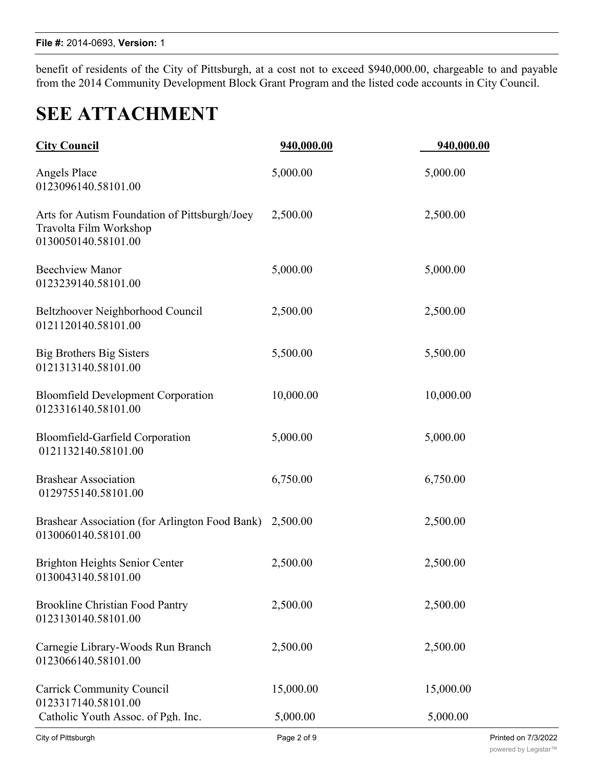benefit of residents of the City of Pittsburgh, at a cost not to exceed $940,000.00, chargeable to and payable from the 2014 Community Development Block Grant Program and the listed code accounts in City Council.

# SEE ATTACHMENT

| **City Council** | **940,000.00** | **940,000.00** |
|---|---|---|
| Angels Place<br>0123096140.58101.00 | 5,000.00 | 5,000.00 |
| Arts for Autism Foundation of Pittsburgh/Joey Travolta Film Workshop<br>0130050140.58101.00 | 2,500.00 | 2,500.00 |
| Beechview Manor<br>0123239140.58101.00 | 5,000.00 | 5,000.00 |
| Beltzhoover Neighborhood Council<br>0121120140.58101.00 | 2,500.00 | 2,500.00 |
| Big Brothers Big Sisters<br>0121313140.58101.00 | 5,500.00 | 5,500.00 |
| Bloomfield Development Corporation<br>0123316140.58101.00 | 10,000.00 | 10,000.00 |
| Bloomfield-Garfield Corporation<br>0121132140.58101.00 | 5,000.00 | 5,000.00 |
| Brashear Association<br>0129755140.58101.00 | 6,750.00 | 6,750.00 |
| Brashear Association (for Arlington Food Bank)<br>0130060140.58101.00 | 2,500.00 | 2,500.00 |
| Brighton Heights Senior Center<br>0130043140.58101.00 | 2,500.00 | 2,500.00 |
| Brookline Christian Food Pantry<br>0123130140.58101.00 | 2,500.00 | 2,500.00 |
| Carnegie Library-Woods Run Branch<br>0123066140.58101.00 | 2,500.00 | 2,500.00 |
| Carrick Community Council<br>0123317140.58101.00 | 15,000.00 | 15,000.00 |
| Catholic Youth Assoc. of Pgh. Inc. | 5,000.00 | 5,000.00 |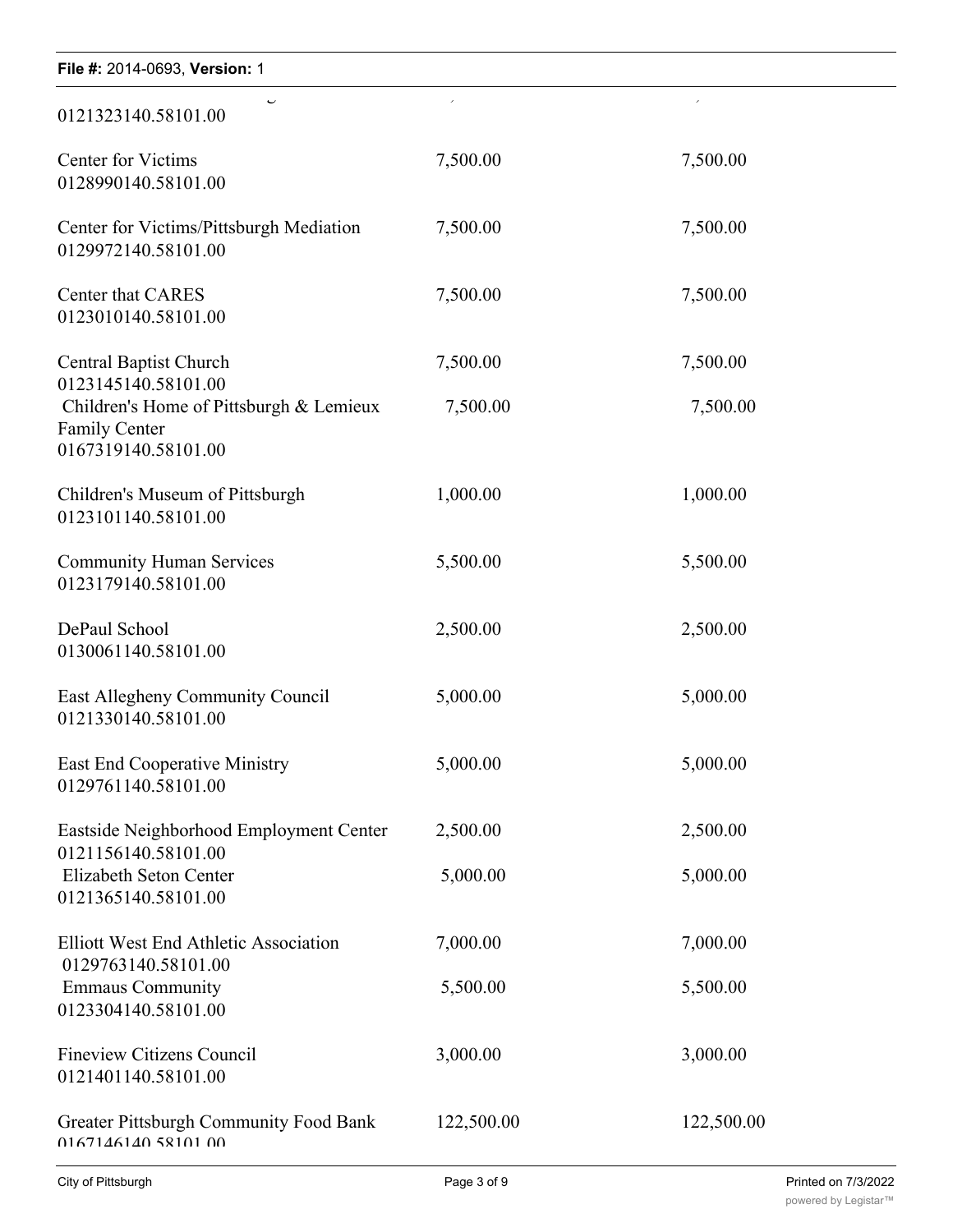| | | |
|---|---|---|
| 0121323140.58101.00 | | |
| Center for Victims<br>0128990140.58101.00 | 7,500.00 | 7,500.00 |
| Center for Victims/Pittsburgh Mediation<br>0129972140.58101.00 | 7,500.00 | 7,500.00 |
| Center that CARES<br>0123010140.58101.00 | 7,500.00 | 7,500.00 |
| Central Baptist Church<br>0123145140.58101.00 | 7,500.00 | 7,500.00 |
| Children's Home of Pittsburgh & Lemieux Family Center<br>0167319140.58101.00 | 7,500.00 | 7,500.00 |
| Children's Museum of Pittsburgh<br>0123101140.58101.00 | 1,000.00 | 1,000.00 |
| Community Human Services<br>0123179140.58101.00 | 5,500.00 | 5,500.00 |
| DePaul School<br>0130061140.58101.00 | 2,500.00 | 2,500.00 |
| East Allegheny Community Council<br>0121330140.58101.00 | 5,000.00 | 5,000.00 |
| East End Cooperative Ministry<br>0129761140.58101.00 | 5,000.00 | 5,000.00 |
| Eastside Neighborhood Employment Center<br>0121156140.58101.00 | 2,500.00 | 2,500.00 |
| Elizabeth Seton Center<br>0121365140.58101.00 | 5,000.00 | 5,000.00 |
| Elliott West End Athletic Association<br>0129763140.58101.00 | 7,000.00 | 7,000.00 |
| Emmaus Community<br>0123304140.58101.00 | 5,500.00 | 5,500.00 |
| Fineview Citizens Council<br>0121401140.58101.00 | 3,000.00 | 3,000.00 |
| Greater Pittsburgh Community Food Bank<br>0167146140.58101.00 | 122,500.00 | 122,500.00 |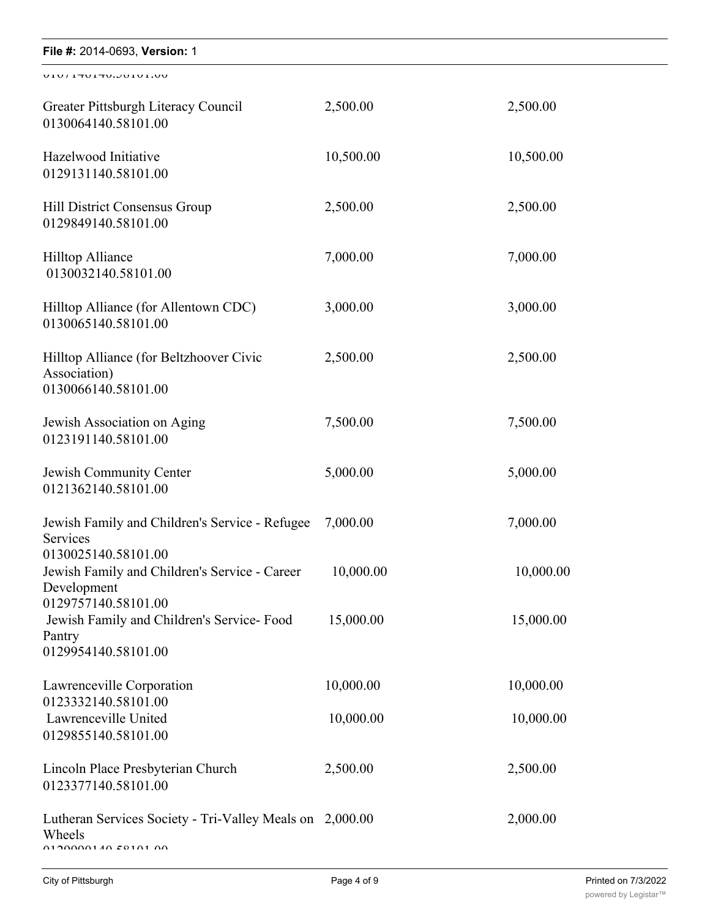| | | |
|---|---|---|
| 0107140140.58101.00 | | |
| Greater Pittsburgh Literacy Council<br>0130064140.58101.00 | 2,500.00 | 2,500.00 |
| Hazelwood Initiative<br>0129131140.58101.00 | 10,500.00 | 10,500.00 |
| Hill District Consensus Group<br>0129849140.58101.00 | 2,500.00 | 2,500.00 |
| Hilltop Alliance<br>0130032140.58101.00 | 7,000.00 | 7,000.00 |
| Hilltop Alliance (for Allentown CDC)<br>0130065140.58101.00 | 3,000.00 | 3,000.00 |
| Hilltop Alliance (for Beltzhoover Civic Association)<br>0130066140.58101.00 | 2,500.00 | 2,500.00 |
| Jewish Association on Aging<br>0123191140.58101.00 | 7,500.00 | 7,500.00 |
| Jewish Community Center<br>0121362140.58101.00 | 5,000.00 | 5,000.00 |
| Jewish Family and Children's Service - Refugee Services<br>0130025140.58101.00 | 7,000.00 | 7,000.00 |
| Jewish Family and Children's Service - Career Development<br>0129757140.58101.00 | 10,000.00 | 10,000.00 |
| Jewish Family and Children's Service- Food Pantry<br>0129954140.58101.00 | 15,000.00 | 15,000.00 |
| Lawrenceville Corporation<br>0123332140.58101.00 | 10,000.00 | 10,000.00 |
| Lawrenceville United<br>0129855140.58101.00 | 10,000.00 | 10,000.00 |
| Lincoln Place Presbyterian Church<br>0123377140.58101.00 | 2,500.00 | 2,500.00 |
| Lutheran Services Society - Tri-Valley Meals on Wheels<br>0129990140.58101.00 | 2,000.00 | 2,000.00 |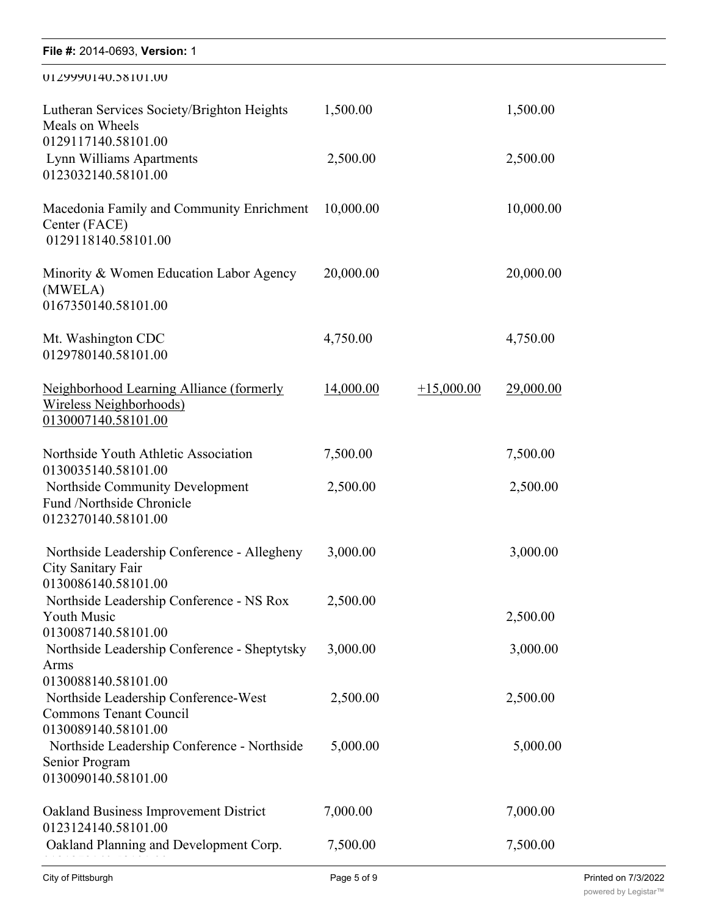0129990140.58101.00

| | | | |
|---|---|---|---|
| Lutheran Services Society/Brighton Heights Meals on Wheels<br>0129117140.58101.00 | 1,500.00 | | 1,500.00 |
| Lynn Williams Apartments<br>0123032140.58101.00 | 2,500.00 | | 2,500.00 |
| Macedonia Family and Community Enrichment Center (FACE)<br>0129118140.58101.00 | 10,000.00 | | 10,000.00 |
| Minority & Women Education Labor Agency (MWELA)<br>0167350140.58101.00 | 20,000.00 | | 20,000.00 |
| Mt. Washington CDC<br>0129780140.58101.00 | 4,750.00 | | 4,750.00 |
| <u>Neighborhood Learning Alliance (formerly Wireless Neighborhoods)</u><br><u>0130007140.58101.00</u> | <u>14,000.00</u> | <u>+15,000.00</u> | <u>29,000.00</u> |
| Northside Youth Athletic Association<br>0130035140.58101.00 | 7,500.00 | | 7,500.00 |
| Northside Community Development Fund /Northside Chronicle<br>0123270140.58101.00 | 2,500.00 | | 2,500.00 |
| Northside Leadership Conference - Allegheny City Sanitary Fair<br>0130086140.58101.00 | 3,000.00 | | 3,000.00 |
| Northside Leadership Conference - NS Rox Youth Music<br>0130087140.58101.00 | 2,500.00 | | 2,500.00 |
| Northside Leadership Conference - Sheptytsky Arms<br>0130088140.58101.00 | 3,000.00 | | 3,000.00 |
| Northside Leadership Conference-West Commons Tenant Council<br>0130089140.58101.00 | 2,500.00 | | 2,500.00 |
| Northside Leadership Conference - Northside Senior Program<br>0130090140.58101.00 | 5,000.00 | | 5,000.00 |
| Oakland Business Improvement District<br>0123124140.58101.00 | 7,000.00 | | 7,000.00 |
| Oakland Planning and Development Corp. | 7,500.00 | | 7,500.00 |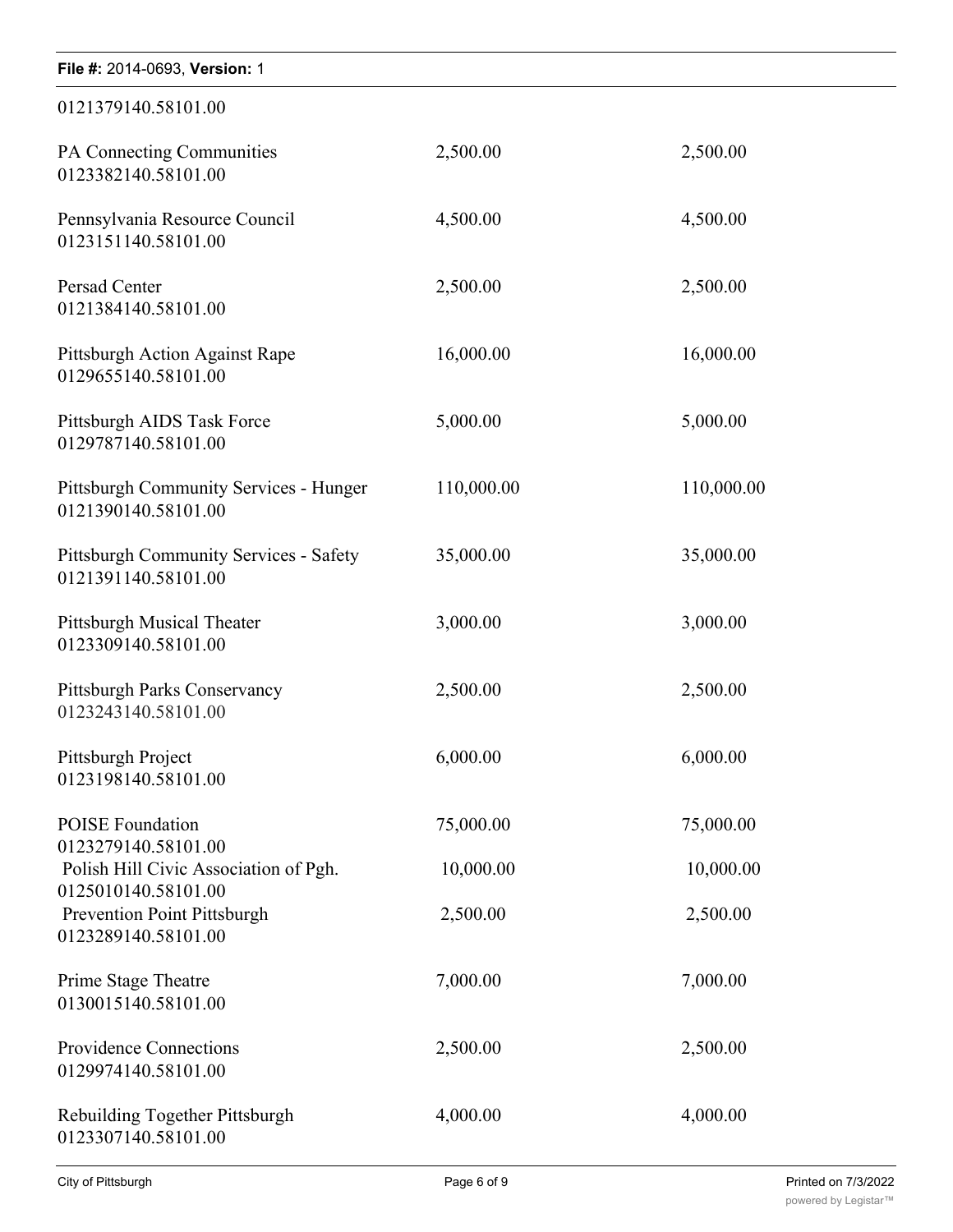0121379140.58101.00

| | | |
|---|---|---|
| PA Connecting Communities 0123382140.58101.00 | 2,500.00 | 2,500.00 |
| Pennsylvania Resource Council 0123151140.58101.00 | 4,500.00 | 4,500.00 |
| Persad Center 0121384140.58101.00 | 2,500.00 | 2,500.00 |
| Pittsburgh Action Against Rape 0129655140.58101.00 | 16,000.00 | 16,000.00 |
| Pittsburgh AIDS Task Force 0129787140.58101.00 | 5,000.00 | 5,000.00 |
| Pittsburgh Community Services - Hunger 0121390140.58101.00 | 110,000.00 | 110,000.00 |
| Pittsburgh Community Services - Safety 0121391140.58101.00 | 35,000.00 | 35,000.00 |
| Pittsburgh Musical Theater 0123309140.58101.00 | 3,000.00 | 3,000.00 |
| Pittsburgh Parks Conservancy 0123243140.58101.00 | 2,500.00 | 2,500.00 |
| Pittsburgh Project 0123198140.58101.00 | 6,000.00 | 6,000.00 |
| POISE Foundation 0123279140.58101.00 | 75,000.00 | 75,000.00 |
| Polish Hill Civic Association of Pgh. 0125010140.58101.00 | 10,000.00 | 10,000.00 |
| Prevention Point Pittsburgh 0123289140.58101.00 | 2,500.00 | 2,500.00 |
| Prime Stage Theatre 0130015140.58101.00 | 7,000.00 | 7,000.00 |
| Providence Connections 0129974140.58101.00 | 2,500.00 | 2,500.00 |
| Rebuilding Together Pittsburgh 0123307140.58101.00 | 4,000.00 | 4,000.00 |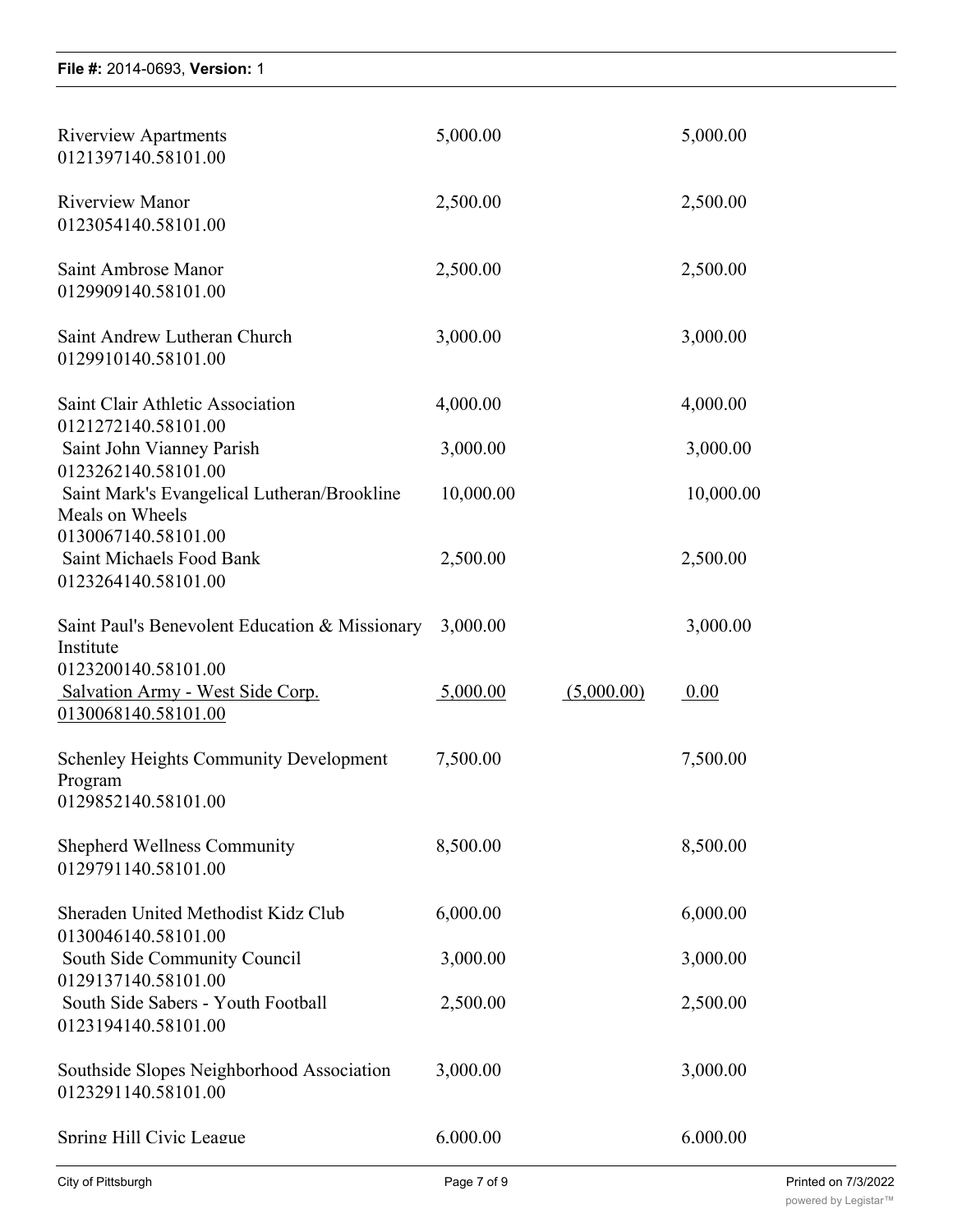| | | | |
|---|---|---|---|
| Riverview Apartments<br>0121397140.58101.00 | 5,000.00 | | 5,000.00 |
| Riverview Manor<br>0123054140.58101.00 | 2,500.00 | | 2,500.00 |
| Saint Ambrose Manor<br>0129909140.58101.00 | 2,500.00 | | 2,500.00 |
| Saint Andrew Lutheran Church<br>0129910140.58101.00 | 3,000.00 | | 3,000.00 |
| Saint Clair Athletic Association<br>0121272140.58101.00 | 4,000.00 | | 4,000.00 |
| Saint John Vianney Parish<br>0123262140.58101.00 | 3,000.00 | | 3,000.00 |
| Saint Mark's Evangelical Lutheran/Brookline Meals on Wheels<br>0130067140.58101.00 | 10,000.00 | | 10,000.00 |
| Saint Michaels Food Bank<br>0123264140.58101.00 | 2,500.00 | | 2,500.00 |
| Saint Paul's Benevolent Education & Missionary Institute<br>0123200140.58101.00 | 3,000.00 | | 3,000.00 |
| Salvation Army - West Side Corp.<br>0130068140.58101.00 | 5,000.00 | (5,000.00) | 0.00 |
| Schenley Heights Community Development Program<br>0129852140.58101.00 | 7,500.00 | | 7,500.00 |
| Shepherd Wellness Community<br>0129791140.58101.00 | 8,500.00 | | 8,500.00 |
| Sheraden United Methodist Kidz Club<br>0130046140.58101.00 | 6,000.00 | | 6,000.00 |
| South Side Community Council<br>0129137140.58101.00 | 3,000.00 | | 3,000.00 |
| South Side Sabers - Youth Football<br>0123194140.58101.00 | 2,500.00 | | 2,500.00 |
| Southside Slopes Neighborhood Association<br>0123291140.58101.00 | 3,000.00 | | 3,000.00 |
| Spring Hill Civic League | 6,000.00 | | 6,000.00 |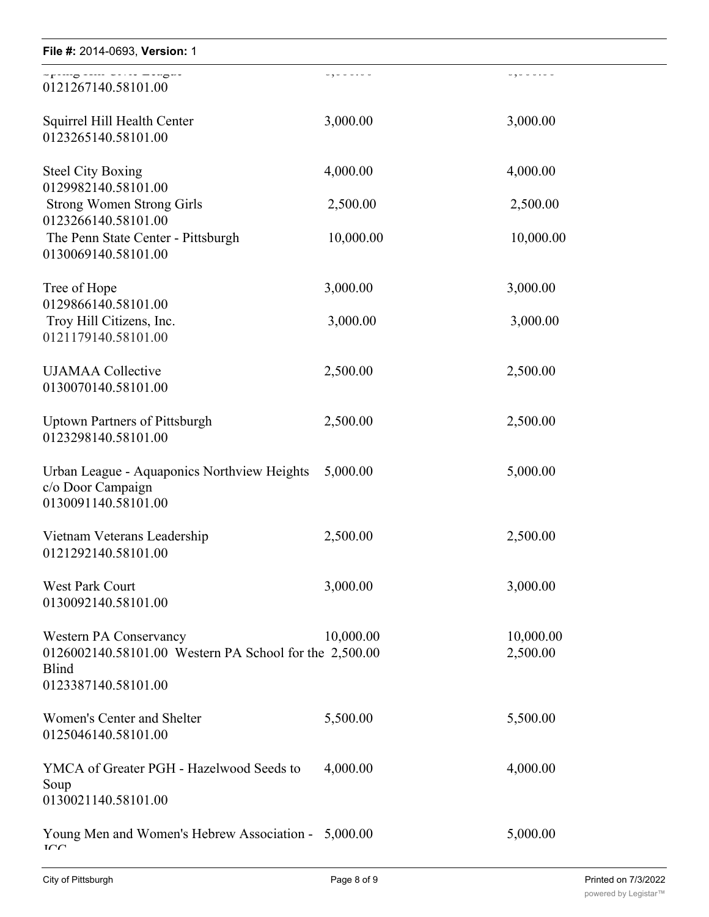| | | |
|---|---|---|
| Spring Hill Civic League 0121267140.58101.00 | 3,000.00 | 3,000.00 |
| Squirrel Hill Health Center 0123265140.58101.00 | 3,000.00 | 3,000.00 |
| Steel City Boxing 0129982140.58101.00 | 4,000.00 | 4,000.00 |
| Strong Women Strong Girls 0123266140.58101.00 | 2,500.00 | 2,500.00 |
| The Penn State Center - Pittsburgh 0130069140.58101.00 | 10,000.00 | 10,000.00 |
| Tree of Hope 0129866140.58101.00 | 3,000.00 | 3,000.00 |
| Troy Hill Citizens, Inc. 0121179140.58101.00 | 3,000.00 | 3,000.00 |
| UJAMAA Collective 0130070140.58101.00 | 2,500.00 | 2,500.00 |
| Uptown Partners of Pittsburgh 0123298140.58101.00 | 2,500.00 | 2,500.00 |
| Urban League - Aquaponics Northview Heights c/o Door Campaign 0130091140.58101.00 | 5,000.00 | 5,000.00 |
| Vietnam Veterans Leadership 0121292140.58101.00 | 2,500.00 | 2,500.00 |
| West Park Court 0130092140.58101.00 | 3,000.00 | 3,000.00 |
| Western PA Conservancy 0126002140.58101.00 | 10,000.00 | 10,000.00 |
| Western PA School for the Blind 0123387140.58101.00 | 2,500.00 | 2,500.00 |
| Women's Center and Shelter 0125046140.58101.00 | 5,500.00 | 5,500.00 |
| YMCA of Greater PGH - Hazelwood Seeds to Soup 0130021140.58101.00 | 4,000.00 | 4,000.00 |
| Young Men and Women's Hebrew Association - JCC | 5,000.00 | 5,000.00 |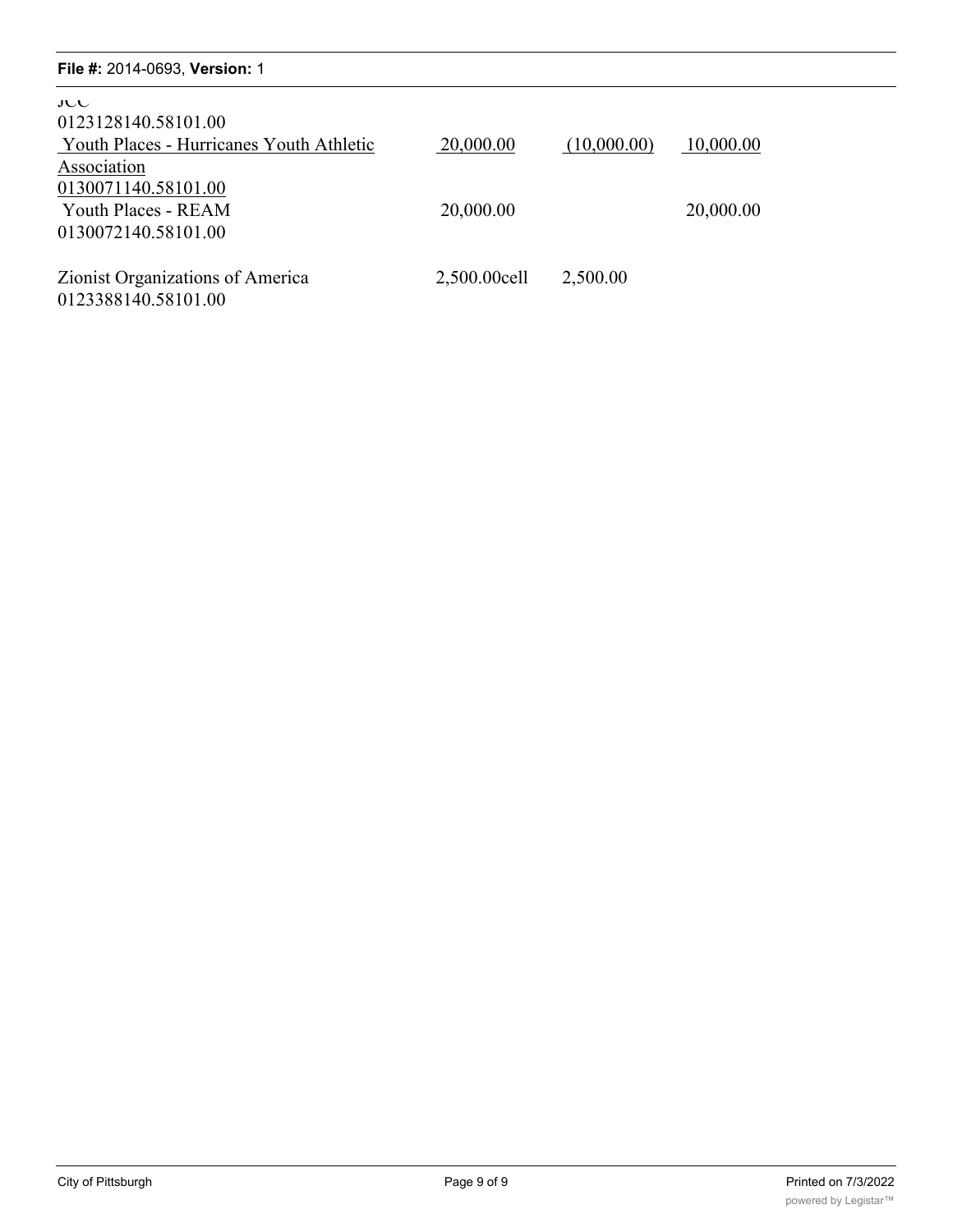| | | | |
|---|---|---|---|
| JCC<br>0123128140.58101.00 | | | |
| Youth Places - Hurricanes Youth Athletic Association<br>0130071140.58101.00 | 20,000.00 | (10,000.00) | 10,000.00 |
| Youth Places - REAM<br>0130072140.58101.00 | 20,000.00 | | 20,000.00 |
| Zionist Organizations of America<br>0123388140.58101.00 | 2,500.00cell | 2,500.00 | |